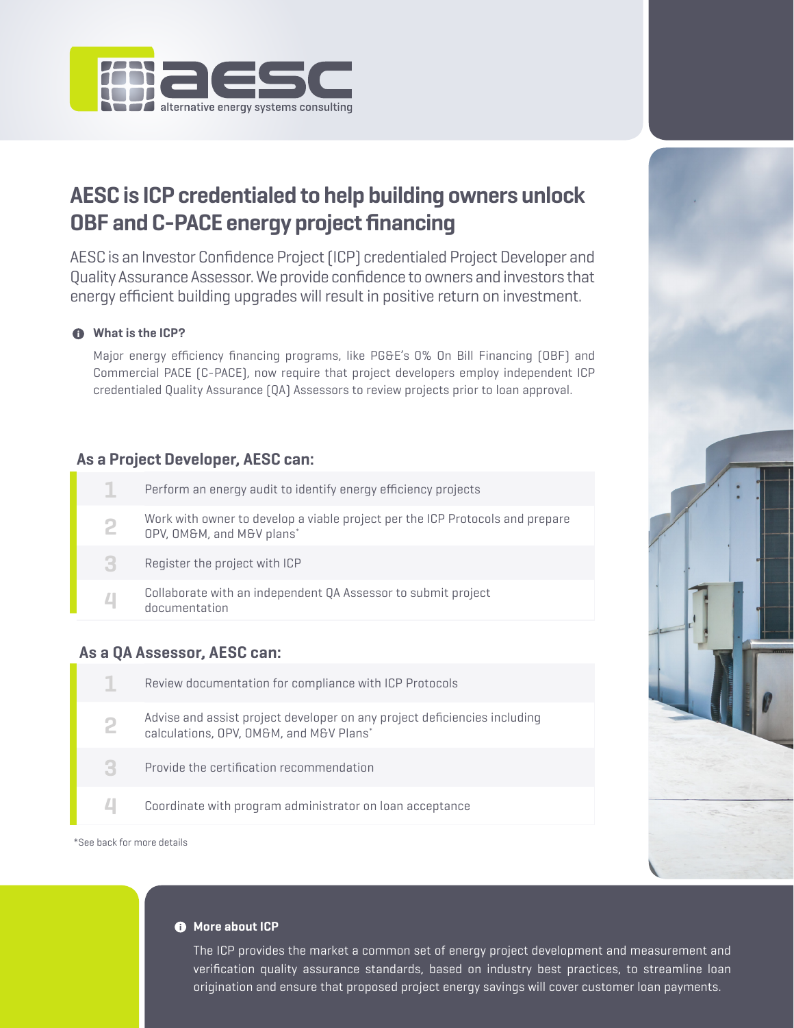aesc alternative energy systems consulting

# AESC is ICP credentialed to help building owners unlock OBF and C-PACE energy project financing

AESC is an Investor Confidence Project (ICP) credentialed Project Developer and Quality Assurance Assessor. We provide confidence to owners and investors that energy efficient building upgrades will result in positive return on investment.

**What is the ICP?**

Major energy efficiency financing programs, like PG&E's 0% On Bill Financing (OBF) and Commercial PACE (C-PACE), now require that project developers employ independent ICP credentialed Quality Assurance (QA) Assessors to review projects prior to loan approval.

## As a Project Developer, AESC can:

1. Perform an energy audit to identify energy efficiency projects
2. Work with owner to develop a viable project per the ICP Protocols and prepare OPV, OM&V, and M&V plans*
3. Register the project with ICP
4. Collaborate with an independent QA Assessor to submit project documentation

## As a QA Assessor, AESC can:

1. Review documentation for compliance with ICP Protocols
2. Advise and assist project developer on any project deficiencies including calculations, OPV, OM&M, and M&V Plans*
3. Provide the certification recommendation
4. Coordinate with program administrator on loan acceptance

*See back for more details

**More about ICP**

The ICP provides the market a common set of energy project development and measurement and verification quality assurance standards, based on industry best practices, to streamline loan origination and ensure that proposed project energy savings will cover customer loan payments.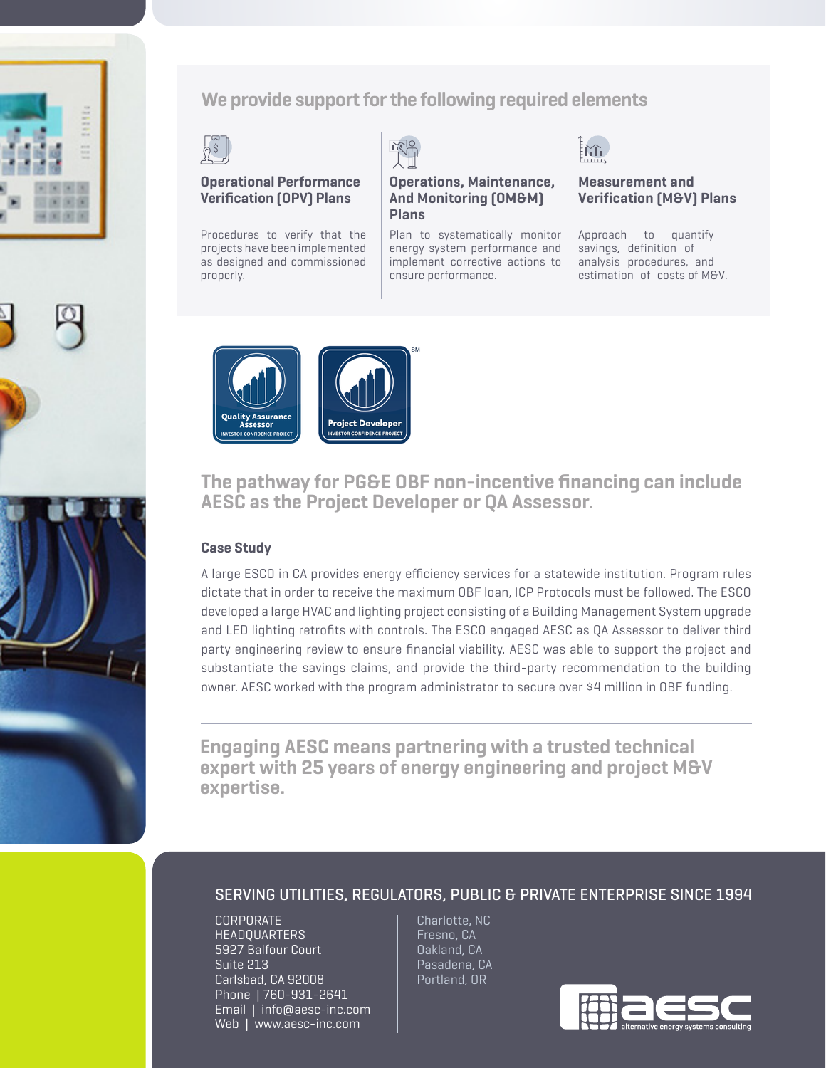## We provide support for the following required elements

### Operational Performance Verification (OPV) Plans

Procedures to verify that the projects have been implemented as designed and commissioned properly.

### Operations, Maintenance, And Monitoring (OM&M) Plans

Plan to systematically monitor energy system performance and implement corrective actions to ensure performance.

### Measurement and Verification (M&V) Plans

Approach to quantify savings, definition of analysis procedures, and estimation of costs of M&V.

Quality Assurance Assessor
INVESTOR CONFIDENCE PROJECT

Project Developer
INVESTOR CONFIDENCE PROJECT
SM

## The pathway for PG&E OBF non-incentive financing can include AESC as the Project Developer or QA Assessor.

### Case Study

A large ESCO in CA provides energy efficiency services for a statewide institution. Program rules dictate that in order to receive the maximum OBF loan, ICP Protocols must be followed. The ESCO developed a large HVAC and lighting project consisting of a Building Management System upgrade and LED lighting retrofits with controls. The ESCO engaged AESC as QA Assessor to deliver third party engineering review to ensure financial viability. AESC was able to support the project and substantiate the savings claims, and provide the third-party recommendation to the building owner. AESC worked with the program administrator to secure over $4 million in OBF funding.

## Engaging AESC means partnering with a trusted technical expert with 25 years of energy engineering and project M&V expertise.

SERVING UTILITIES, REGULATORS, PUBLIC & PRIVATE ENTERPRISE SINCE 1994

CORPORATE HEADQUARTERS
5927 Balfour Court
Suite 213
Carlsbad, CA 92008
Phone | 760-931-2641
Email | info@aesc-inc.com
Web | www.aesc-inc.com

Charlotte, NC
Fresno, CA
Oakland, CA
Pasadena, CA
Portland, OR

aesc
alternative energy systems consulting